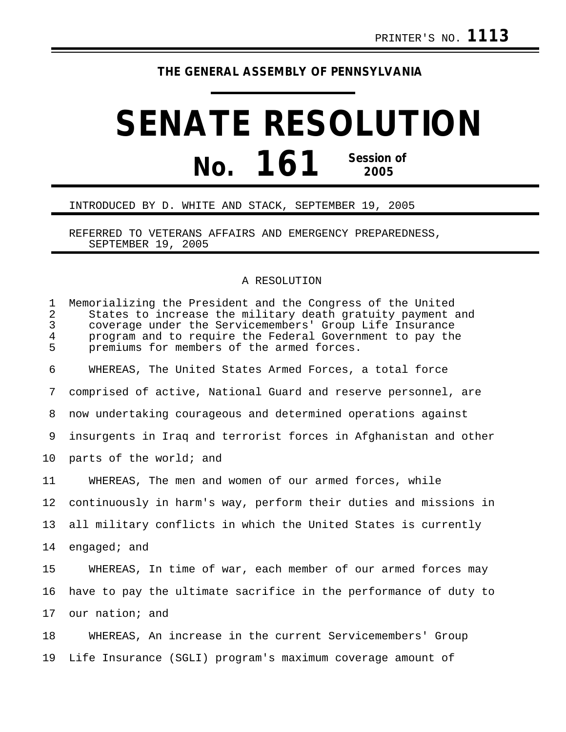PRINTER'S NO. **1113**

**THE GENERAL ASSEMBLY OF PENNSYLVANIA**

# SENATE RESOLUTION

# No. 161 Session of 2005

INTRODUCED BY D. WHITE AND STACK, SEPTEMBER 19, 2005

REFERRED TO VETERANS AFFAIRS AND EMERGENCY PREPAREDNESS, SEPTEMBER 19, 2005

A RESOLUTION

Memorializing the President and the Congress of the United States to increase the military death gratuity payment and coverage under the Servicemembers' Group Life Insurance program and to require the Federal Government to pay the premiums for members of the armed forces.

WHEREAS, The United States Armed Forces, a total force comprised of active, National Guard and reserve personnel, are now undertaking courageous and determined operations against insurgents in Iraq and terrorist forces in Afghanistan and other parts of the world; and

WHEREAS, The men and women of our armed forces, while continuously in harm's way, perform their duties and missions in all military conflicts in which the United States is currently engaged; and

WHEREAS, In time of war, each member of our armed forces may have to pay the ultimate sacrifice in the performance of duty to our nation; and

WHEREAS, An increase in the current Servicemembers' Group Life Insurance (SGLI) program's maximum coverage amount of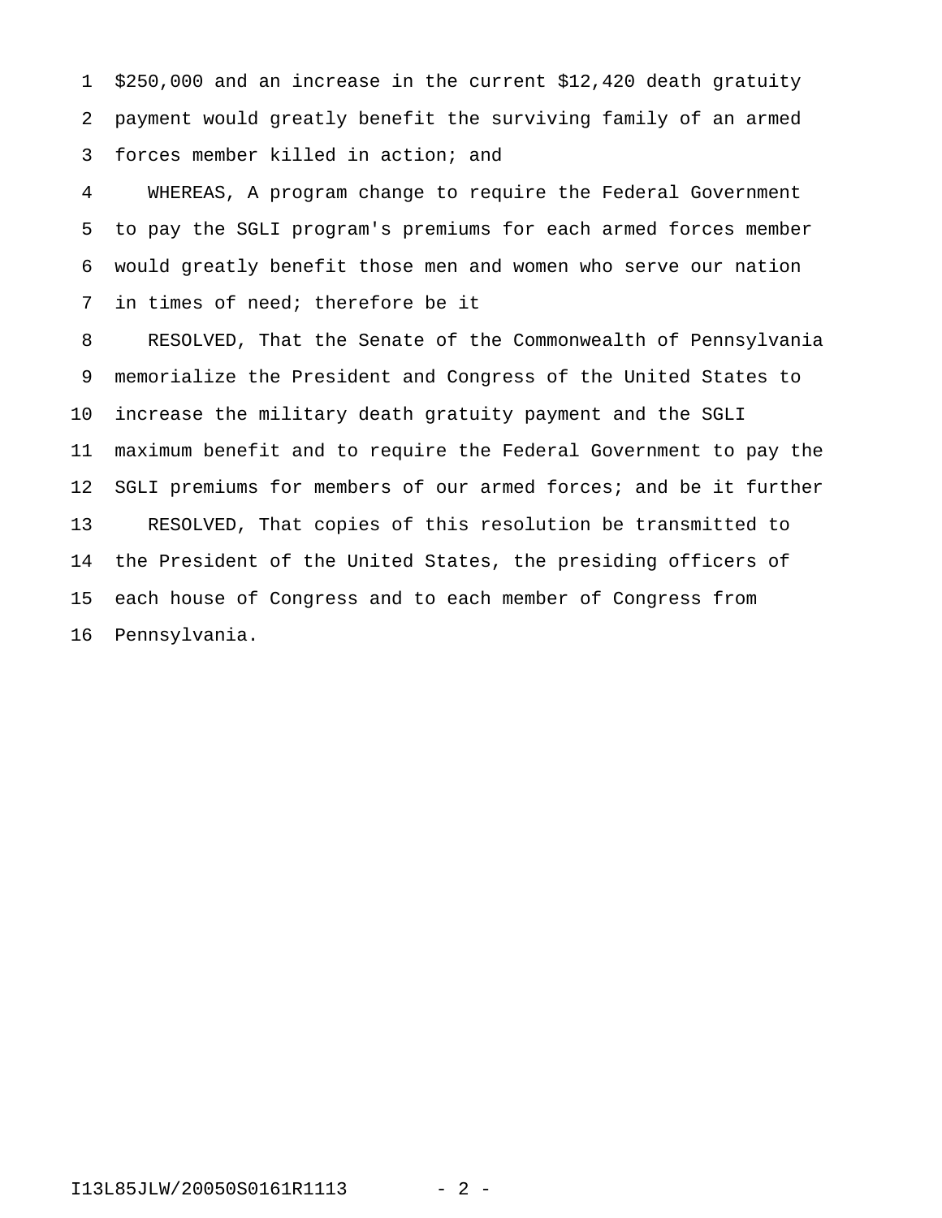$250,000 and an increase in the current $12,420 death gratuity payment would greatly benefit the surviving family of an armed forces member killed in action; and

WHEREAS, A program change to require the Federal Government to pay the SGLI program's premiums for each armed forces member would greatly benefit those men and women who serve our nation in times of need; therefore be it

RESOLVED, That the Senate of the Commonwealth of Pennsylvania memorialize the President and Congress of the United States to increase the military death gratuity payment and the SGLI maximum benefit and to require the Federal Government to pay the SGLI premiums for members of our armed forces; and be it further

RESOLVED, That copies of this resolution be transmitted to the President of the United States, the presiding officers of each house of Congress and to each member of Congress from Pennsylvania.